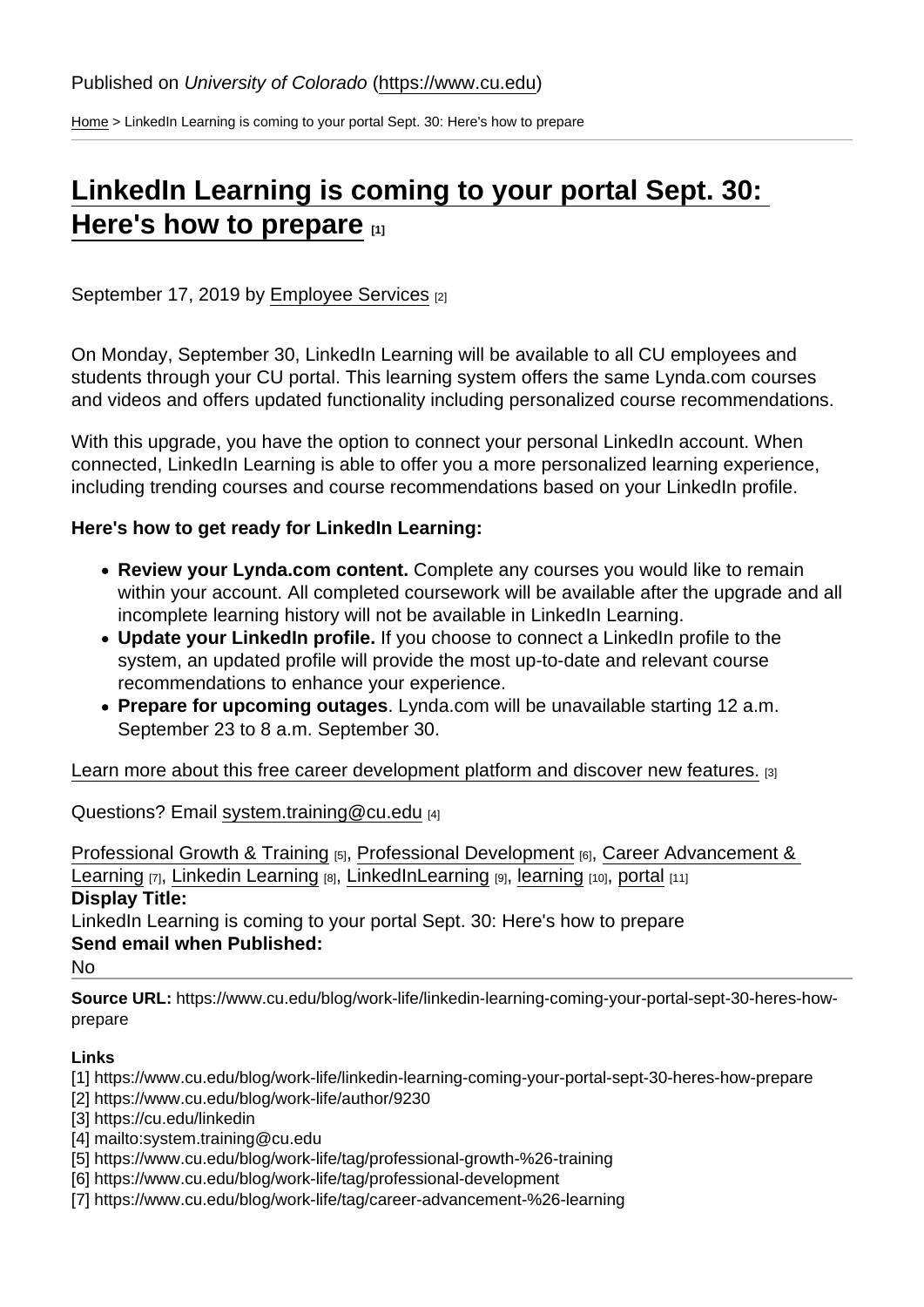Published on *University of Colorado* (https://www.cu.edu)

Home > LinkedIn Learning is coming to your portal Sept. 30: Here's how to prepare

# LinkedIn Learning is coming to your portal Sept. 30: Here's how to prepare [1]

September 17, 2019 by Employee Services [2]

On Monday, September 30, LinkedIn Learning will be available to all CU employees and students through your CU portal. This learning system offers the same Lynda.com courses and videos and offers updated functionality including personalized course recommendations.

With this upgrade, you have the option to connect your personal LinkedIn account. When connected, LinkedIn Learning is able to offer you a more personalized learning experience, including trending courses and course recommendations based on your LinkedIn profile.

**Here's how to get ready for LinkedIn Learning:**

- **Review your Lynda.com content.** Complete any courses you would like to remain within your account. All completed coursework will be available after the upgrade and all incomplete learning history will not be available in LinkedIn Learning.
- **Update your LinkedIn profile.** If you choose to connect a LinkedIn profile to the system, an updated profile will provide the most up-to-date and relevant course recommendations to enhance your experience.
- **Prepare for upcoming outages**. Lynda.com will be unavailable starting 12 a.m. September 23 to 8 a.m. September 30.

Learn more about this free career development platform and discover new features. [3]

Questions? Email system.training@cu.edu [4]

Professional Growth & Training [5], Professional Development [6], Career Advancement & Learning [7], Linkedin Learning [8], LinkedInLearning [9], learning [10], portal [11]

**Display Title:**

LinkedIn Learning is coming to your portal Sept. 30: Here's how to prepare

**Send email when Published:**

No

**Source URL:** https://www.cu.edu/blog/work-life/linkedin-learning-coming-your-portal-sept-30-heres-how-prepare

**Links**

[1] https://www.cu.edu/blog/work-life/linkedin-learning-coming-your-portal-sept-30-heres-how-prepare
[2] https://www.cu.edu/blog/work-life/author/9230
[3] https://cu.edu/linkedin
[4] mailto:system.training@cu.edu
[5] https://www.cu.edu/blog/work-life/tag/professional-growth-%26-training
[6] https://www.cu.edu/blog/work-life/tag/professional-development
[7] https://www.cu.edu/blog/work-life/tag/career-advancement-%26-learning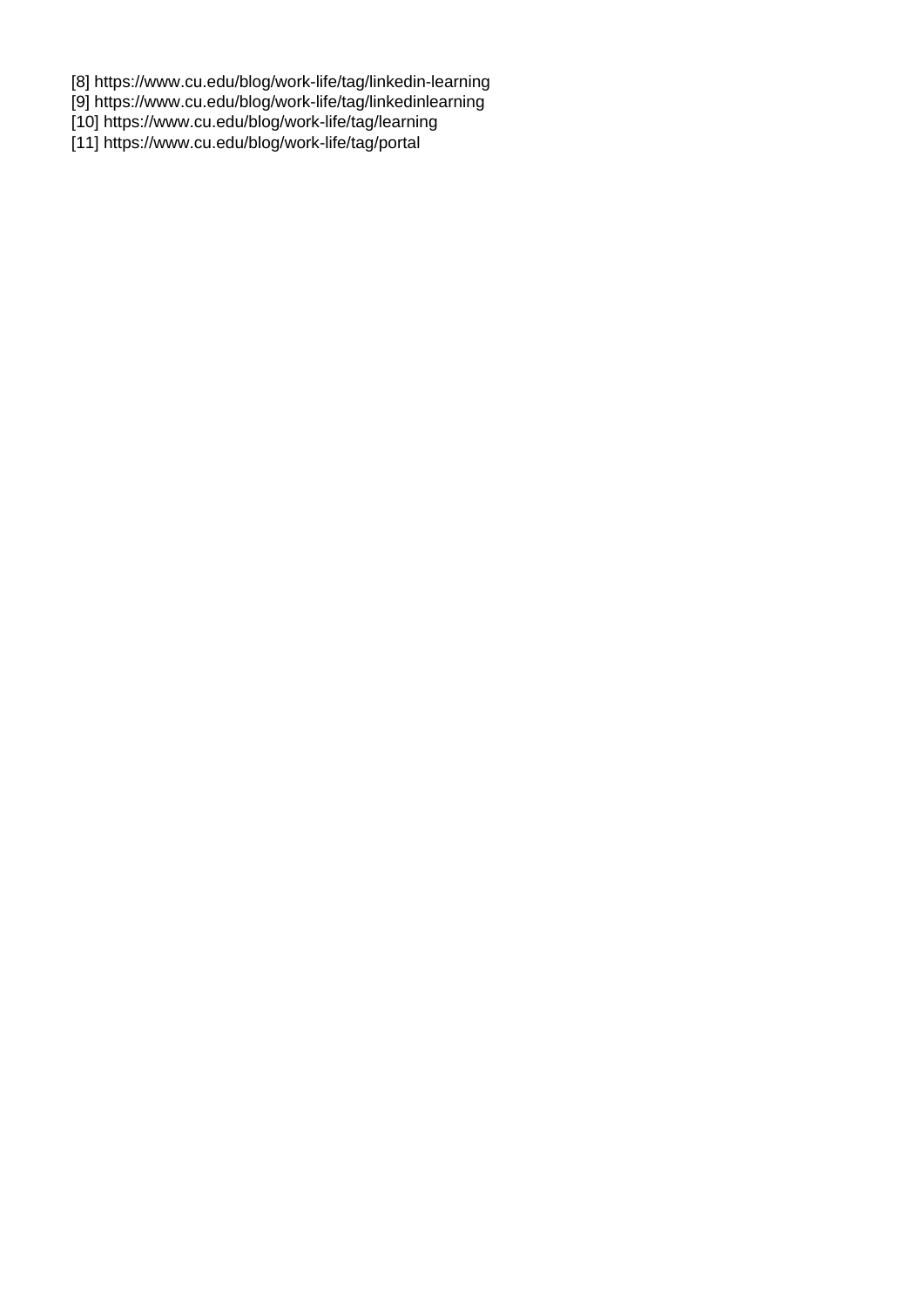[8] https://www.cu.edu/blog/work-life/tag/linkedin-learning
[9] https://www.cu.edu/blog/work-life/tag/linkedinlearning
[10] https://www.cu.edu/blog/work-life/tag/learning
[11] https://www.cu.edu/blog/work-life/tag/portal